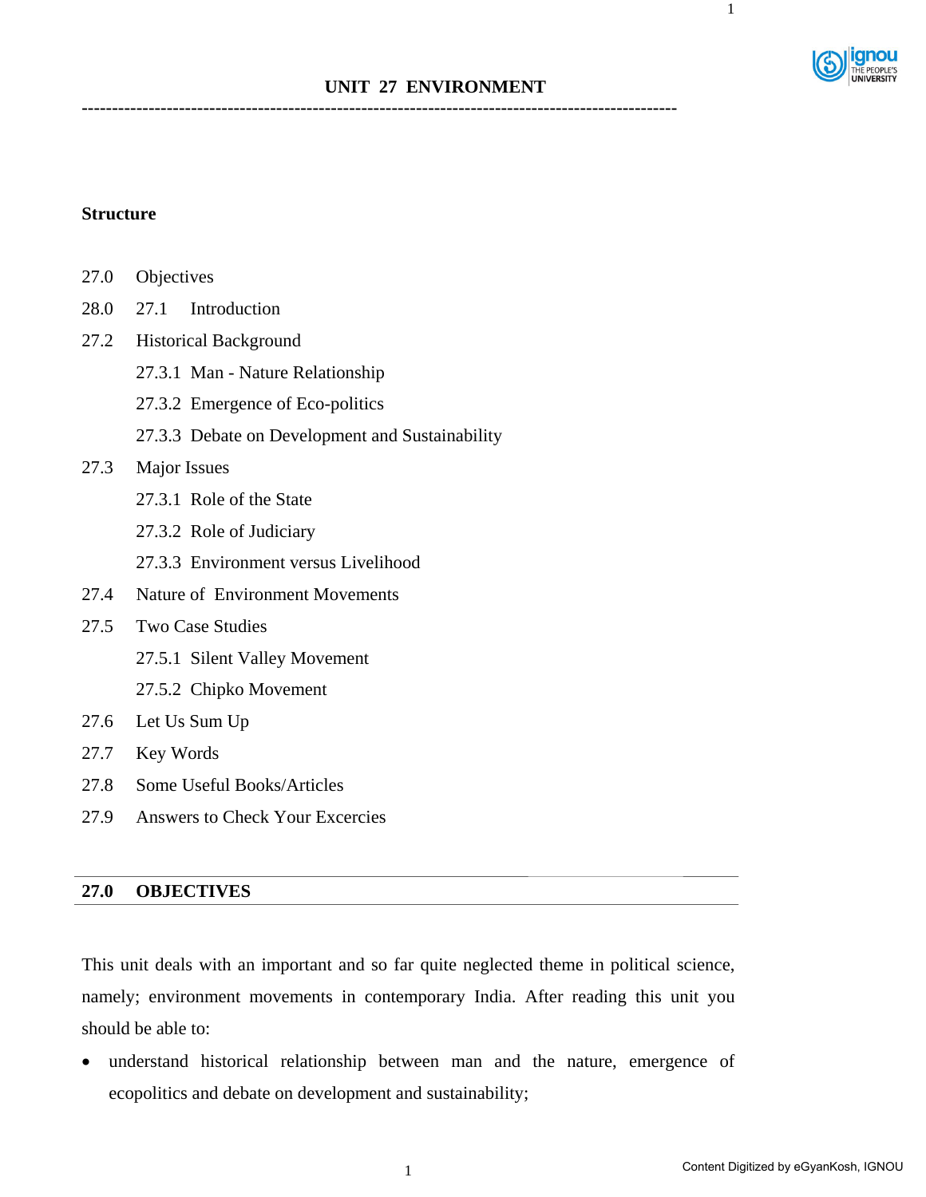# UNIT 27 ENVIRONMENT

---

**Structure**

27.0 Objectives

28.0 27.1 Introduction

27.2 Historical Background

27.3.1 Man - Nature Relationship

27.3.2 Emergence of Eco-politics

27.3.3 Debate on Development and Sustainability

27.3 Major Issues

27.3.1 Role of the State

27.3.2 Role of Judiciary

27.3.3 Environment versus Livelihood

27.4 Nature of Environment Movements

27.5 Two Case Studies

27.5.1 Silent Valley Movement

27.5.2 Chipko Movement

27.6 Let Us Sum Up

27.7 Key Words

27.8 Some Useful Books/Articles

27.9 Answers to Check Your Excercies

## 27.0 OBJECTIVES

This unit deals with an important and so far quite neglected theme in political science, namely; environment movements in contemporary India. After reading this unit you should be able to:

- understand historical relationship between man and the nature, emergence of ecopolitics and debate on development and sustainability;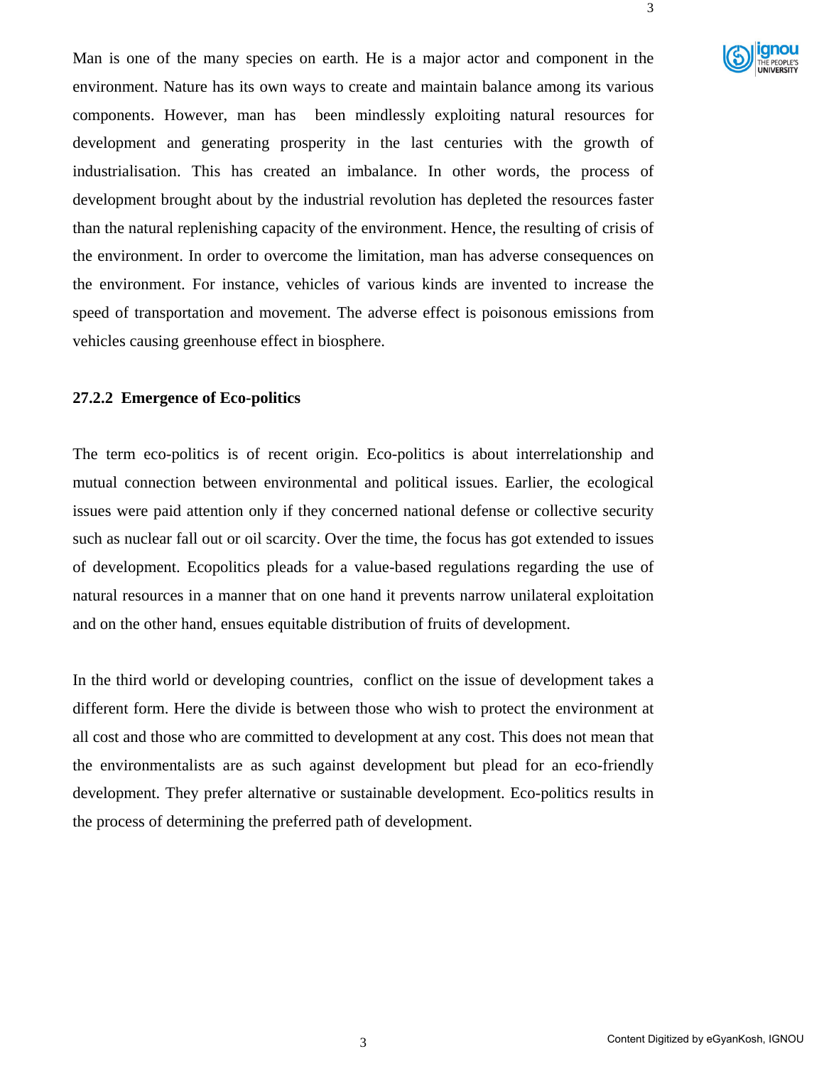Man is one of the many species on earth. He is a major actor and component in the environment. Nature has its own ways to create and maintain balance among its various components. However, man has been mindlessly exploiting natural resources for development and generating prosperity in the last centuries with the growth of industrialisation. This has created an imbalance. In other words, the process of development brought about by the industrial revolution has depleted the resources faster than the natural replenishing capacity of the environment. Hence, the resulting of crisis of the environment. In order to overcome the limitation, man has adverse consequences on the environment. For instance, vehicles of various kinds are invented to increase the speed of transportation and movement. The adverse effect is poisonous emissions from vehicles causing greenhouse effect in biosphere.

### 27.2.2 Emergence of Eco-politics

The term eco-politics is of recent origin. Eco-politics is about interrelationship and mutual connection between environmental and political issues. Earlier, the ecological issues were paid attention only if they concerned national defense or collective security such as nuclear fall out or oil scarcity. Over the time, the focus has got extended to issues of development. Ecopolitics pleads for a value-based regulations regarding the use of natural resources in a manner that on one hand it prevents narrow unilateral exploitation and on the other hand, ensues equitable distribution of fruits of development.

In the third world or developing countries, conflict on the issue of development takes a different form. Here the divide is between those who wish to protect the environment at all cost and those who are committed to development at any cost. This does not mean that the environmentalists are as such against development but plead for an eco-friendly development. They prefer alternative or sustainable development. Eco-politics results in the process of determining the preferred path of development.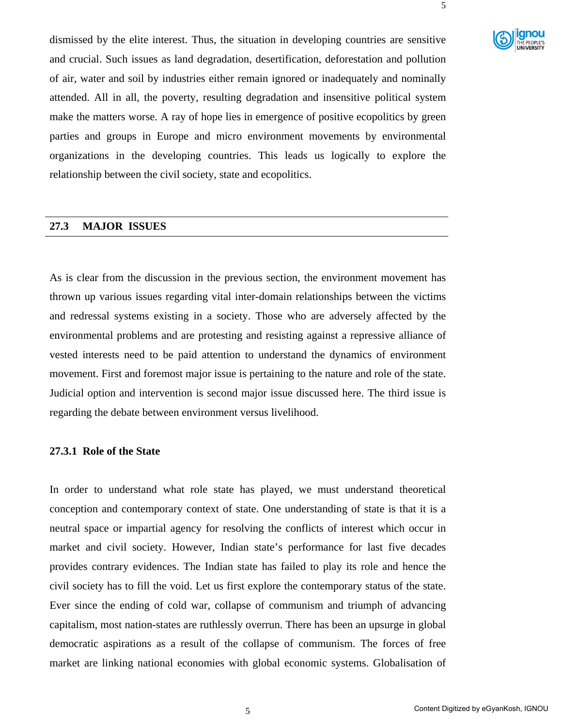dismissed by the elite interest. Thus, the situation in developing countries are sensitive and crucial. Such issues as land degradation, desertification, deforestation and pollution of air, water and soil by industries either remain ignored or inadequately and nominally attended. All in all, the poverty, resulting degradation and insensitive political system make the matters worse. A ray of hope lies in emergence of positive ecopolitics by green parties and groups in Europe and micro environment movements by environmental organizations in the developing countries. This leads us logically to explore the relationship between the civil society, state and ecopolitics.

## 27.3 MAJOR ISSUES

As is clear from the discussion in the previous section, the environment movement has thrown up various issues regarding vital inter-domain relationships between the victims and redressal systems existing in a society. Those who are adversely affected by the environmental problems and are protesting and resisting against a repressive alliance of vested interests need to be paid attention to understand the dynamics of environment movement. First and foremost major issue is pertaining to the nature and role of the state. Judicial option and intervention is second major issue discussed here. The third issue is regarding the debate between environment versus livelihood.

### 27.3.1 Role of the State

In order to understand what role state has played, we must understand theoretical conception and contemporary context of state. One understanding of state is that it is a neutral space or impartial agency for resolving the conflicts of interest which occur in market and civil society. However, Indian state's performance for last five decades provides contrary evidences. The Indian state has failed to play its role and hence the civil society has to fill the void. Let us first explore the contemporary status of the state. Ever since the ending of cold war, collapse of communism and triumph of advancing capitalism, most nation-states are ruthlessly overrun. There has been an upsurge in global democratic aspirations as a result of the collapse of communism. The forces of free market are linking national economies with global economic systems. Globalisation of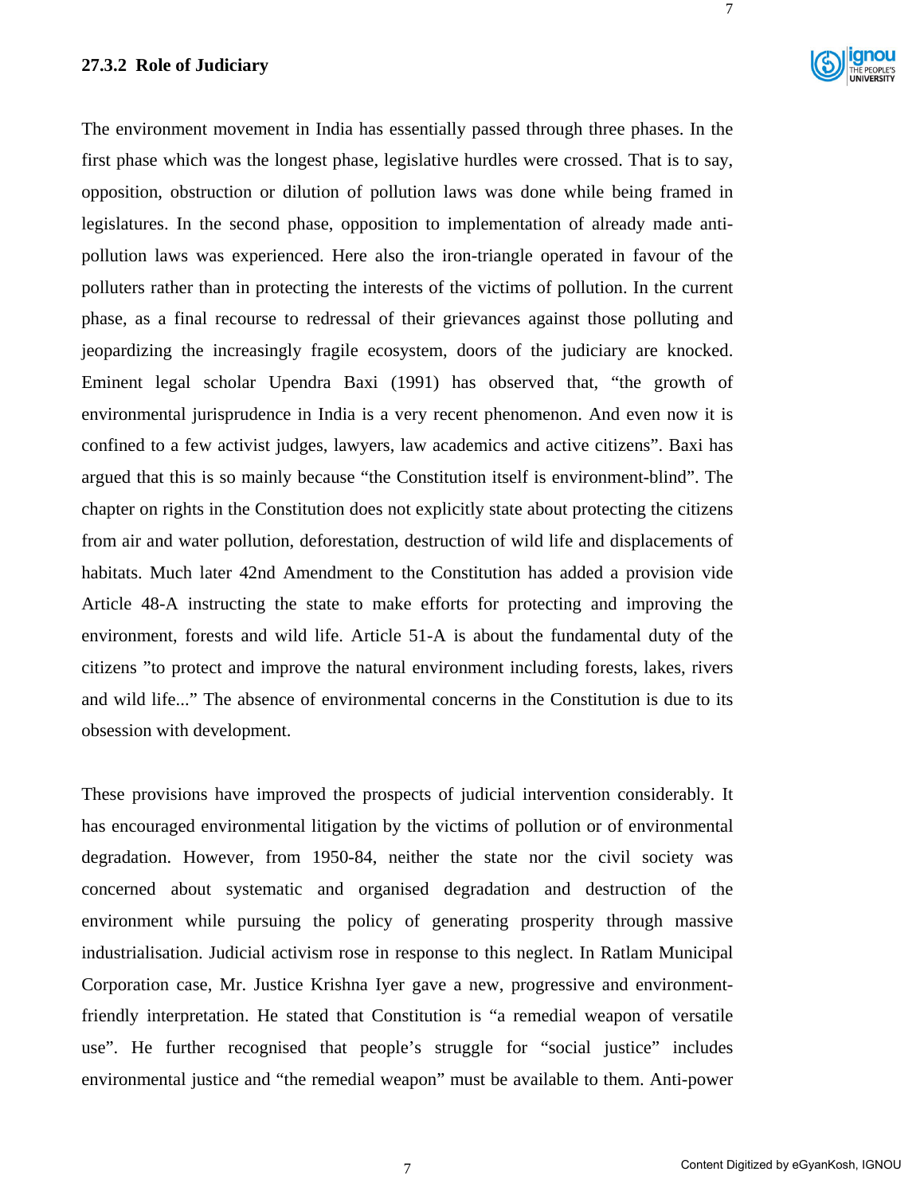### 27.3.2 Role of Judiciary

The environment movement in India has essentially passed through three phases. In the first phase which was the longest phase, legislative hurdles were crossed. That is to say, opposition, obstruction or dilution of pollution laws was done while being framed in legislatures. In the second phase, opposition to implementation of already made anti-pollution laws was experienced. Here also the iron-triangle operated in favour of the polluters rather than in protecting the interests of the victims of pollution. In the current phase, as a final recourse to redressal of their grievances against those polluting and jeopardizing the increasingly fragile ecosystem, doors of the judiciary are knocked. Eminent legal scholar Upendra Baxi (1991) has observed that, "the growth of environmental jurisprudence in India is a very recent phenomenon. And even now it is confined to a few activist judges, lawyers, law academics and active citizens". Baxi has argued that this is so mainly because "the Constitution itself is environment-blind". The chapter on rights in the Constitution does not explicitly state about protecting the citizens from air and water pollution, deforestation, destruction of wild life and displacements of habitats. Much later 42nd Amendment to the Constitution has added a provision vide Article 48-A instructing the state to make efforts for protecting and improving the environment, forests and wild life. Article 51-A is about the fundamental duty of the citizens "to protect and improve the natural environment including forests, lakes, rivers and wild life..." The absence of environmental concerns in the Constitution is due to its obsession with development.

These provisions have improved the prospects of judicial intervention considerably. It has encouraged environmental litigation by the victims of pollution or of environmental degradation. However, from 1950-84, neither the state nor the civil society was concerned about systematic and organised degradation and destruction of the environment while pursuing the policy of generating prosperity through massive industrialisation. Judicial activism rose in response to this neglect. In Ratlam Municipal Corporation case, Mr. Justice Krishna Iyer gave a new, progressive and environment-friendly interpretation. He stated that Constitution is "a remedial weapon of versatile use". He further recognised that people's struggle for "social justice" includes environmental justice and "the remedial weapon" must be available to them. Anti-power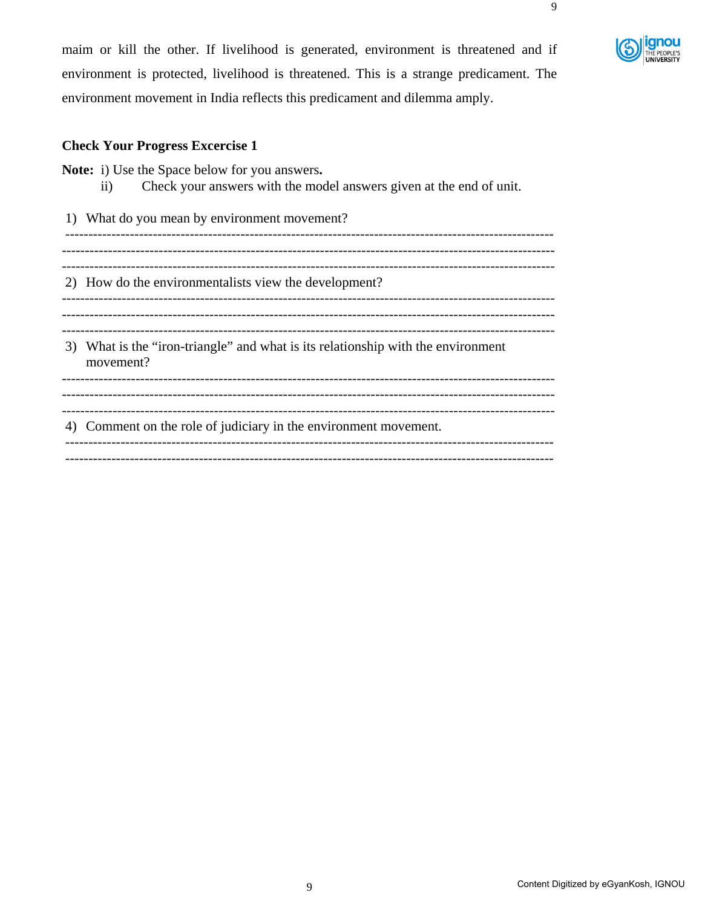maim or kill the other. If livelihood is generated, environment is threatened and if environment is protected, livelihood is threatened. This is a strange predicament. The environment movement in India reflects this predicament and dilemma amply.

**Check Your Progress Excercise 1**

**Note:** i) Use the Space below for you answers**.**

ii) Check your answers with the model answers given at the end of unit.

1) What do you mean by environment movement?

-----------------------------------------------------------------------------------------------------

-----------------------------------------------------------------------------------------------------

-----------------------------------------------------------------------------------------------------

2) How do the environmentalists view the development?

-----------------------------------------------------------------------------------------------------

-----------------------------------------------------------------------------------------------------

-----------------------------------------------------------------------------------------------------

3) What is the "iron-triangle" and what is its relationship with the environment movement?

-----------------------------------------------------------------------------------------------------

-----------------------------------------------------------------------------------------------------

-----------------------------------------------------------------------------------------------------

4) Comment on the role of judiciary in the environment movement.

-----------------------------------------------------------------------------------------------------

-----------------------------------------------------------------------------------------------------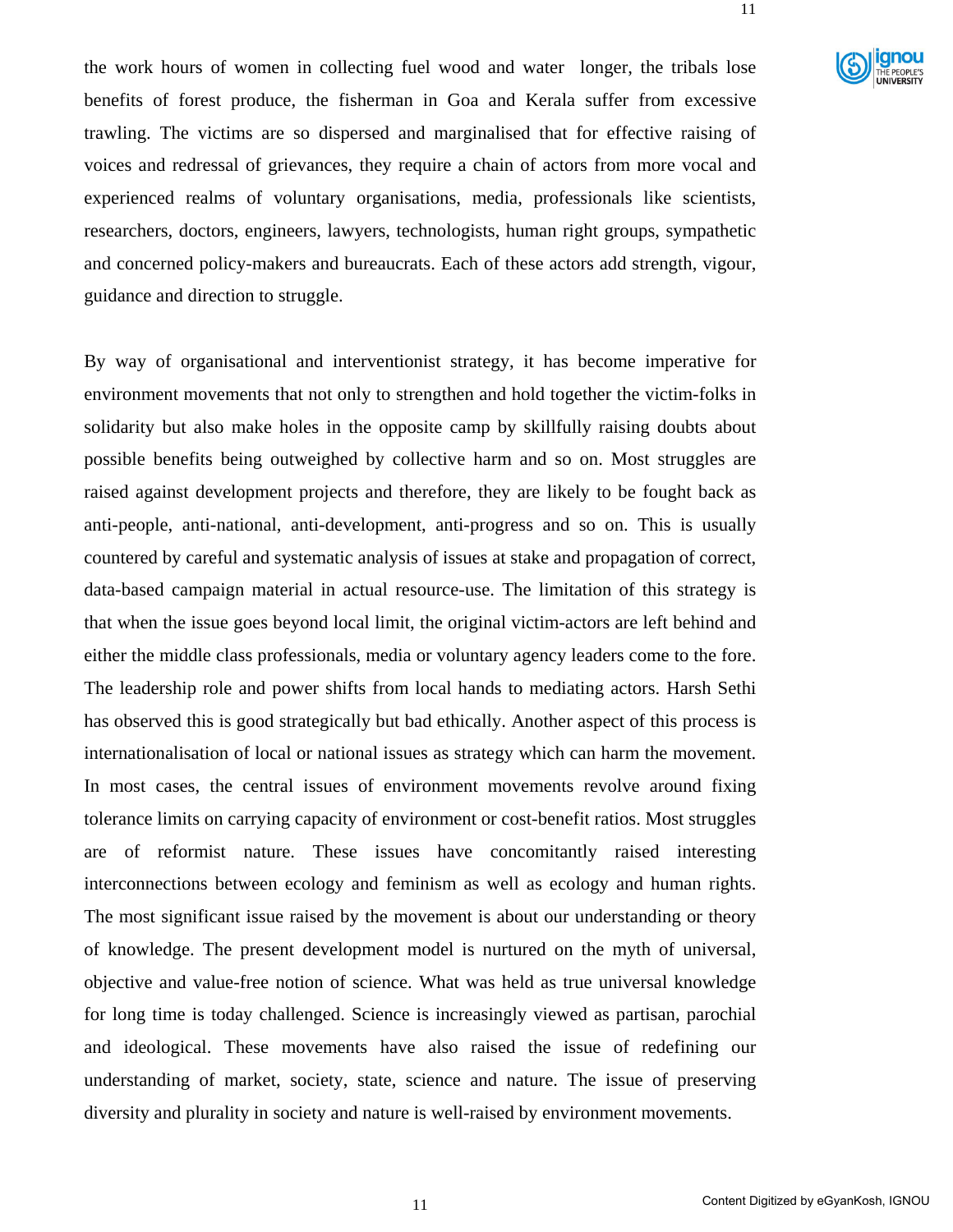the work hours of women in collecting fuel wood and water longer, the tribals lose benefits of forest produce, the fisherman in Goa and Kerala suffer from excessive trawling. The victims are so dispersed and marginalised that for effective raising of voices and redressal of grievances, they require a chain of actors from more vocal and experienced realms of voluntary organisations, media, professionals like scientists, researchers, doctors, engineers, lawyers, technologists, human right groups, sympathetic and concerned policy-makers and bureaucrats. Each of these actors add strength, vigour, guidance and direction to struggle.

By way of organisational and interventionist strategy, it has become imperative for environment movements that not only to strengthen and hold together the victim-folks in solidarity but also make holes in the opposite camp by skillfully raising doubts about possible benefits being outweighed by collective harm and so on. Most struggles are raised against development projects and therefore, they are likely to be fought back as anti-people, anti-national, anti-development, anti-progress and so on. This is usually countered by careful and systematic analysis of issues at stake and propagation of correct, data-based campaign material in actual resource-use. The limitation of this strategy is that when the issue goes beyond local limit, the original victim-actors are left behind and either the middle class professionals, media or voluntary agency leaders come to the fore. The leadership role and power shifts from local hands to mediating actors. Harsh Sethi has observed this is good strategically but bad ethically. Another aspect of this process is internationalisation of local or national issues as strategy which can harm the movement. In most cases, the central issues of environment movements revolve around fixing tolerance limits on carrying capacity of environment or cost-benefit ratios. Most struggles are of reformist nature. These issues have concomitantly raised interesting interconnections between ecology and feminism as well as ecology and human rights. The most significant issue raised by the movement is about our understanding or theory of knowledge. The present development model is nurtured on the myth of universal, objective and value-free notion of science. What was held as true universal knowledge for long time is today challenged. Science is increasingly viewed as partisan, parochial and ideological. These movements have also raised the issue of redefining our understanding of market, society, state, science and nature. The issue of preserving diversity and plurality in society and nature is well-raised by environment movements.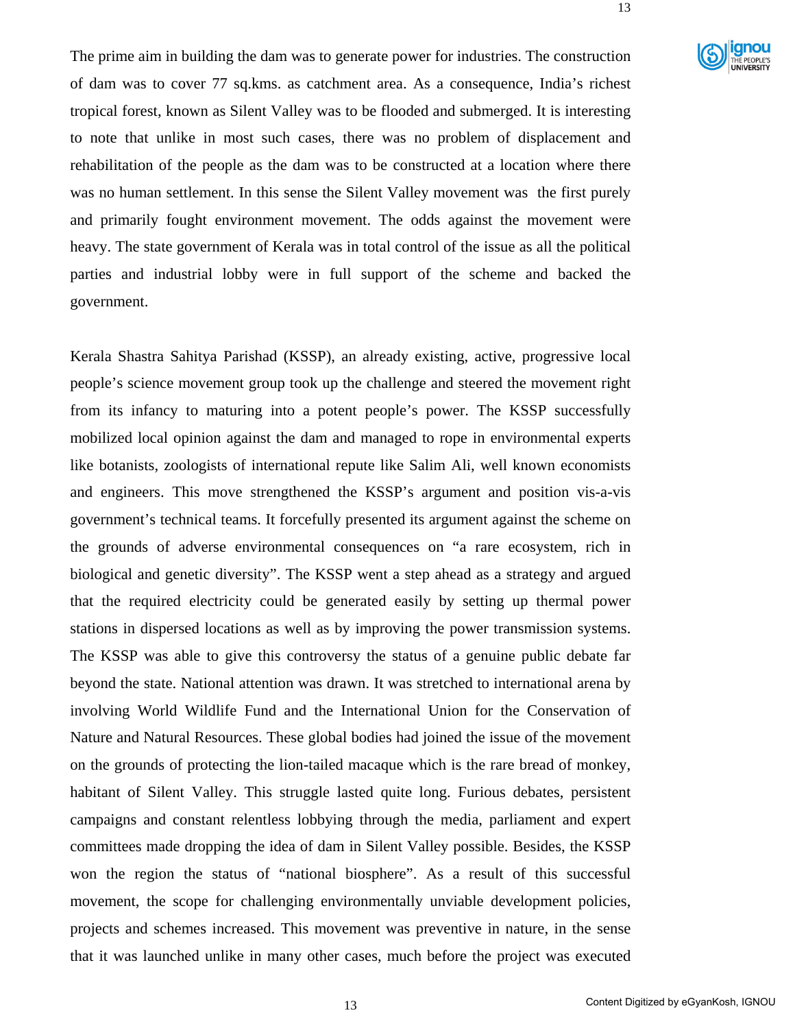The prime aim in building the dam was to generate power for industries. The construction of dam was to cover 77 sq.kms. as catchment area. As a consequence, India's richest tropical forest, known as Silent Valley was to be flooded and submerged. It is interesting to note that unlike in most such cases, there was no problem of displacement and rehabilitation of the people as the dam was to be constructed at a location where there was no human settlement. In this sense the Silent Valley movement was the first purely and primarily fought environment movement. The odds against the movement were heavy. The state government of Kerala was in total control of the issue as all the political parties and industrial lobby were in full support of the scheme and backed the government.

Kerala Shastra Sahitya Parishad (KSSP), an already existing, active, progressive local people's science movement group took up the challenge and steered the movement right from its infancy to maturing into a potent people's power. The KSSP successfully mobilized local opinion against the dam and managed to rope in environmental experts like botanists, zoologists of international repute like Salim Ali, well known economists and engineers. This move strengthened the KSSP's argument and position vis-a-vis government's technical teams. It forcefully presented its argument against the scheme on the grounds of adverse environmental consequences on "a rare ecosystem, rich in biological and genetic diversity". The KSSP went a step ahead as a strategy and argued that the required electricity could be generated easily by setting up thermal power stations in dispersed locations as well as by improving the power transmission systems. The KSSP was able to give this controversy the status of a genuine public debate far beyond the state. National attention was drawn. It was stretched to international arena by involving World Wildlife Fund and the International Union for the Conservation of Nature and Natural Resources. These global bodies had joined the issue of the movement on the grounds of protecting the lion-tailed macaque which is the rare bread of monkey, habitant of Silent Valley. This struggle lasted quite long. Furious debates, persistent campaigns and constant relentless lobbying through the media, parliament and expert committees made dropping the idea of dam in Silent Valley possible. Besides, the KSSP won the region the status of "national biosphere". As a result of this successful movement, the scope for challenging environmentally unviable development policies, projects and schemes increased. This movement was preventive in nature, in the sense that it was launched unlike in many other cases, much before the project was executed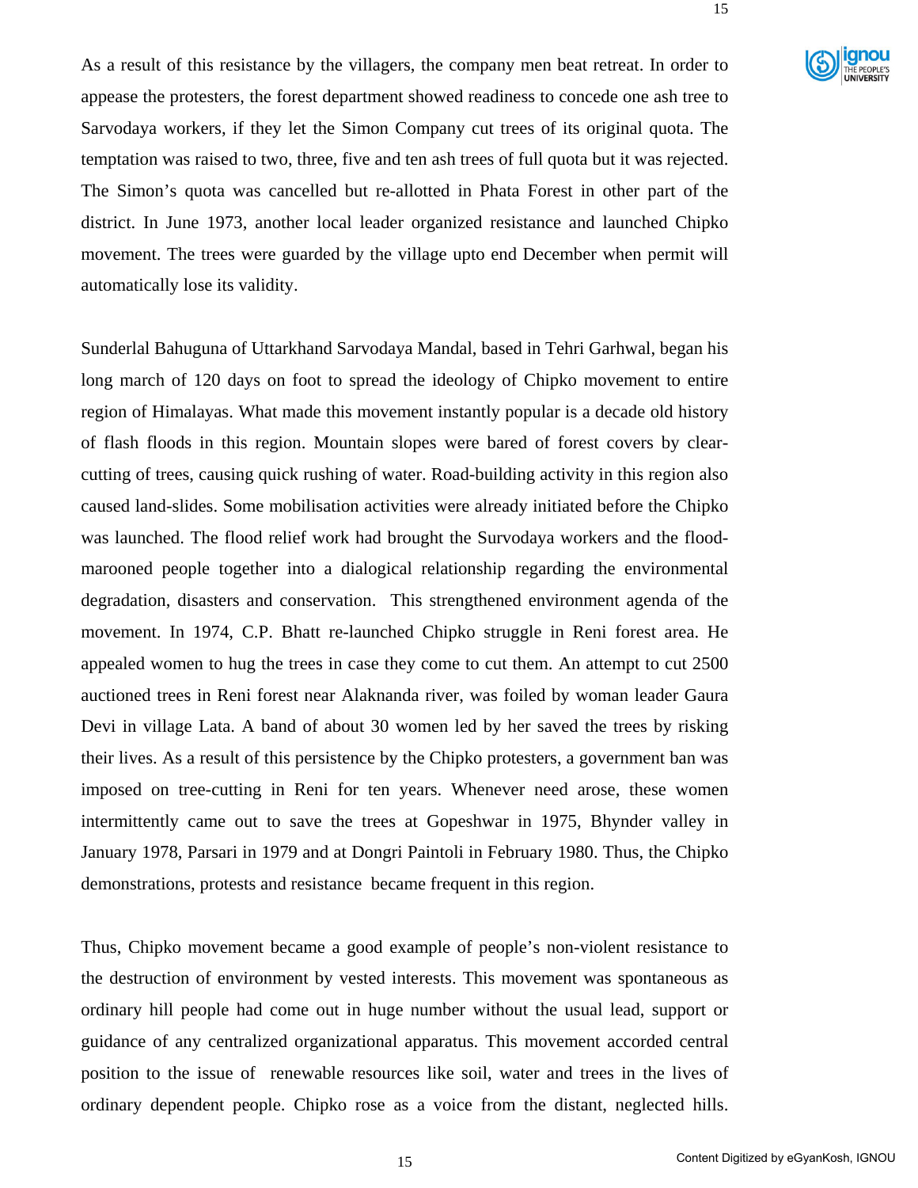As a result of this resistance by the villagers, the company men beat retreat. In order to appease the protesters, the forest department showed readiness to concede one ash tree to Sarvodaya workers, if they let the Simon Company cut trees of its original quota. The temptation was raised to two, three, five and ten ash trees of full quota but it was rejected. The Simon's quota was cancelled but re-allotted in Phata Forest in other part of the district. In June 1973, another local leader organized resistance and launched Chipko movement. The trees were guarded by the village upto end December when permit will automatically lose its validity.

Sunderlal Bahuguna of Uttarkhand Sarvodaya Mandal, based in Tehri Garhwal, began his long march of 120 days on foot to spread the ideology of Chipko movement to entire region of Himalayas. What made this movement instantly popular is a decade old history of flash floods in this region. Mountain slopes were bared of forest covers by clear-cutting of trees, causing quick rushing of water. Road-building activity in this region also caused land-slides. Some mobilisation activities were already initiated before the Chipko was launched. The flood relief work had brought the Survodaya workers and the flood-marooned people together into a dialogical relationship regarding the environmental degradation, disasters and conservation. This strengthened environment agenda of the movement. In 1974, C.P. Bhatt re-launched Chipko struggle in Reni forest area. He appealed women to hug the trees in case they come to cut them. An attempt to cut 2500 auctioned trees in Reni forest near Alaknanda river, was foiled by woman leader Gaura Devi in village Lata. A band of about 30 women led by her saved the trees by risking their lives. As a result of this persistence by the Chipko protesters, a government ban was imposed on tree-cutting in Reni for ten years. Whenever need arose, these women intermittently came out to save the trees at Gopeshwar in 1975, Bhynder valley in January 1978, Parsari in 1979 and at Dongri Paintoli in February 1980. Thus, the Chipko demonstrations, protests and resistance became frequent in this region.

Thus, Chipko movement became a good example of people's non-violent resistance to the destruction of environment by vested interests. This movement was spontaneous as ordinary hill people had come out in huge number without the usual lead, support or guidance of any centralized organizational apparatus. This movement accorded central position to the issue of renewable resources like soil, water and trees in the lives of ordinary dependent people. Chipko rose as a voice from the distant, neglected hills.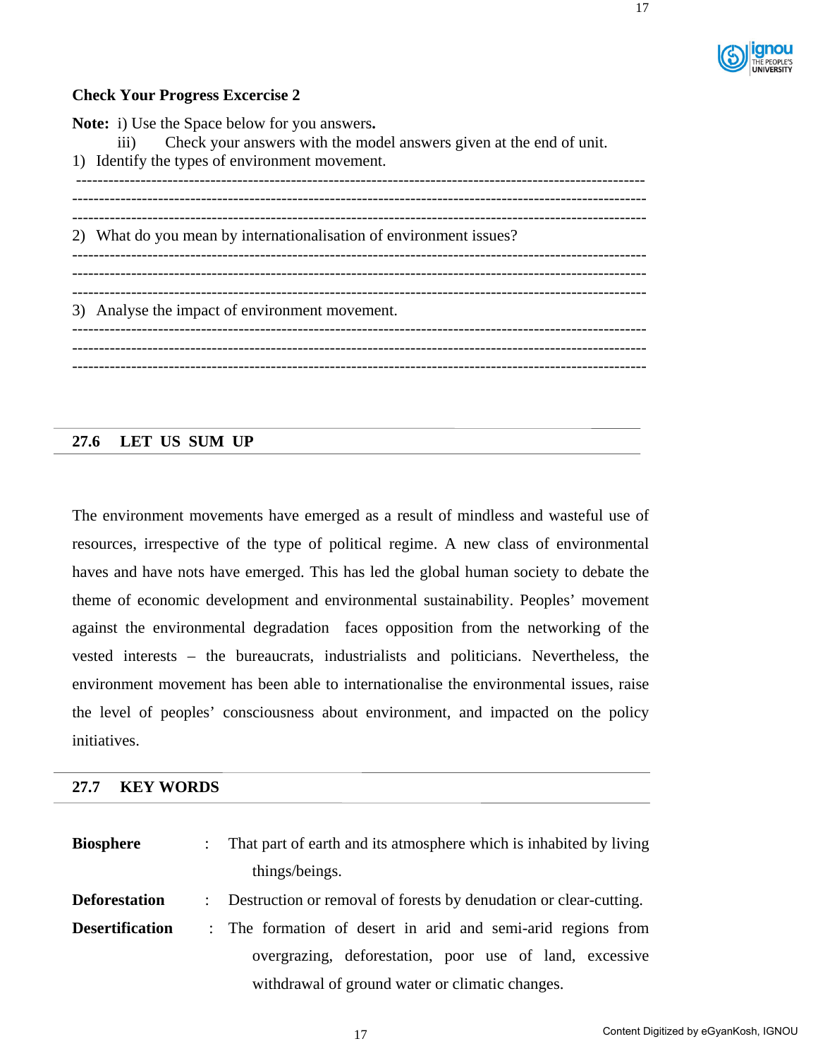**Check Your Progress Excercise 2**

**Note:** i) Use the Space below for you answers**.**

iii) Check your answers with the model answers given at the end of unit.

1) Identify the types of environment movement.

------------------------------------------------------------------------------------------------------

------------------------------------------------------------------------------------------------------

------------------------------------------------------------------------------------------------------

2) What do you mean by internationalisation of environment issues?

------------------------------------------------------------------------------------------------------

------------------------------------------------------------------------------------------------------

------------------------------------------------------------------------------------------------------

3) Analyse the impact of environment movement.

------------------------------------------------------------------------------------------------------

------------------------------------------------------------------------------------------------------

------------------------------------------------------------------------------------------------------

## 27.6 LET US SUM UP

The environment movements have emerged as a result of mindless and wasteful use of resources, irrespective of the type of political regime. A new class of environmental haves and have nots have emerged. This has led the global human society to debate the theme of economic development and environmental sustainability. Peoples' movement against the environmental degradation faces opposition from the networking of the vested interests – the bureaucrats, industrialists and politicians. Nevertheless, the environment movement has been able to internationalise the environmental issues, raise the level of peoples' consciousness about environment, and impacted on the policy initiatives.

## 27.7 KEY WORDS

**Biosphere** : That part of earth and its atmosphere which is inhabited by living things/beings.

**Deforestation** : Destruction or removal of forests by denudation or clear-cutting.

**Desertification** : The formation of desert in arid and semi-arid regions from overgrazing, deforestation, poor use of land, excessive withdrawal of ground water or climatic changes.